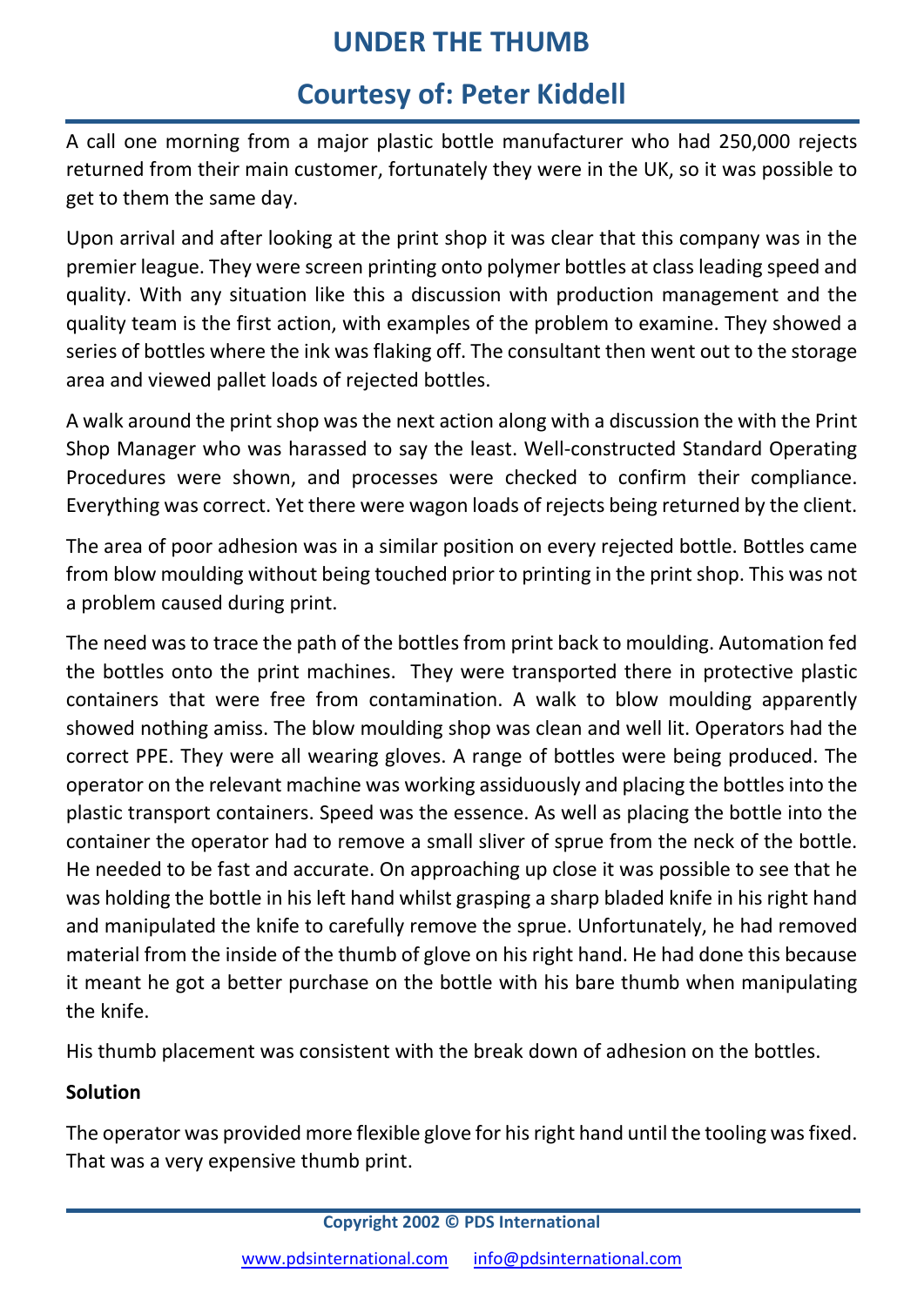# UNDER THE THUMB

## Courtesy of: Peter Kiddell

A call one morning from a major plastic bottle manufacturer who had 250,000 rejects returned from their main customer, fortunately they were in the UK, so it was possible to get to them the same day.

Upon arrival and after looking at the print shop it was clear that this company was in the premier league. They were screen printing onto polymer bottles at class leading speed and quality. With any situation like this a discussion with production management and the quality team is the first action, with examples of the problem to examine. They showed a series of bottles where the ink was flaking off. The consultant then went out to the storage area and viewed pallet loads of rejected bottles.

A walk around the print shop was the next action along with a discussion the with the Print Shop Manager who was harassed to say the least. Well-constructed Standard Operating Procedures were shown, and processes were checked to confirm their compliance. Everything was correct. Yet there were wagon loads of rejects being returned by the client.

The area of poor adhesion was in a similar position on every rejected bottle. Bottles came from blow moulding without being touched prior to printing in the print shop. This was not a problem caused during print.

The need was to trace the path of the bottles from print back to moulding. Automation fed the bottles onto the print machines. They were transported there in protective plastic containers that were free from contamination. A walk to blow moulding apparently showed nothing amiss. The blow moulding shop was clean and well lit. Operators had the correct PPE. They were all wearing gloves. A range of bottles were being produced. The operator on the relevant machine was working assiduously and placing the bottles into the plastic transport containers. Speed was the essence. As well as placing the bottle into the container the operator had to remove a small sliver of sprue from the neck of the bottle. He needed to be fast and accurate. On approaching up close it was possible to see that he was holding the bottle in his left hand whilst grasping a sharp bladed knife in his right hand and manipulated the knife to carefully remove the sprue. Unfortunately, he had removed material from the inside of the thumb of glove on his right hand. He had done this because it meant he got a better purchase on the bottle with his bare thumb when manipulating the knife.

His thumb placement was consistent with the break down of adhesion on the bottles.

**Solution**

The operator was provided more flexible glove for his right hand until the tooling was fixed. That was a very expensive thumb print.

Copyright 2002 © PDS International

www.pdsinternational.com info@pdsinternational.com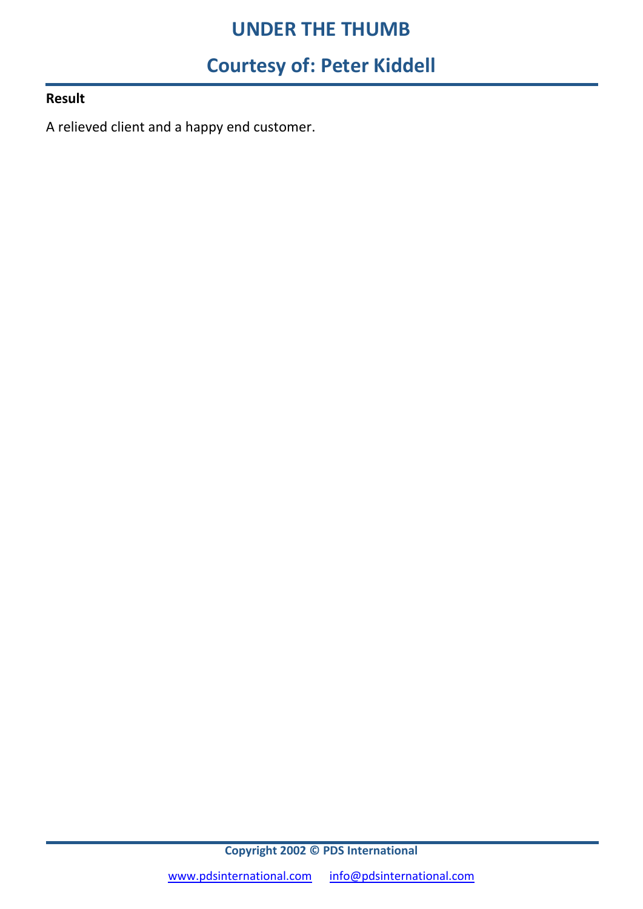**Result**

A relieved client and a happy end customer.